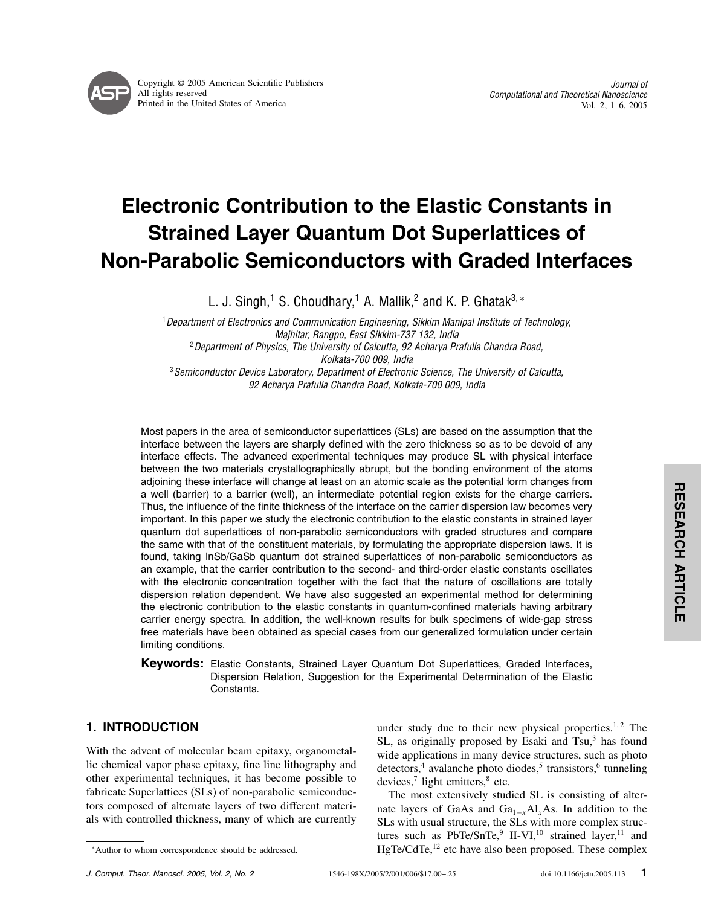# Electronic Contribution to the Elastic Constants in Strained Layer Quantum Dot Superlattices of Non-Parabolic Semiconductors with Graded Interfaces

L. J. Singh,[1] S. Choudhary,[1] A. Mallik,[2] and K. P. Ghatak[3,*]

[1] *Department of Electronics and Communication Engineering, Sikkim Manipal Institute of Technology, Majhitar, Rangpo, East Sikkim-737 132, India*
[2] *Department of Physics, The University of Calcutta, 92 Acharya Prafulla Chandra Road, Kolkata-700 009, India*
[3] *Semiconductor Device Laboratory, Department of Electronic Science, The University of Calcutta, 92 Acharya Prafulla Chandra Road, Kolkata-700 009, India*

Most papers in the area of semiconductor superlattices (SLs) are based on the assumption that the interface between the layers are sharply defined with the zero thickness so as to be devoid of any interface effects. The advanced experimental techniques may produce SL with physical interface between the two materials crystallographically abrupt, but the bonding environment of the atoms adjoining these interface will change at least on an atomic scale as the potential form changes from a well (barrier) to a barrier (well), an intermediate potential region exists for the charge carriers. Thus, the influence of the finite thickness of the interface on the carrier dispersion law becomes very important. In this paper we study the electronic contribution to the elastic constants in strained layer quantum dot superlattices of non-parabolic semiconductors with graded structures and compare the same with that of the constituent materials, by formulating the appropriate dispersion laws. It is found, taking InSb/GaSb quantum dot strained superlattices of non-parabolic semiconductors as an example, that the carrier contribution to the second- and third-order elastic constants oscillates with the electronic concentration together with the fact that the nature of oscillations are totally dispersion relation dependent. We have also suggested an experimental method for determining the electronic contribution to the elastic constants in quantum-confined materials having arbitrary carrier energy spectra. In addition, the well-known results for bulk specimens of wide-gap stress free materials have been obtained as special cases from our generalized formulation under certain limiting conditions.

**Keywords:** Elastic Constants, Strained Layer Quantum Dot Superlattices, Graded Interfaces, Dispersion Relation, Suggestion for the Experimental Determination of the Elastic Constants.

## 1. INTRODUCTION

With the advent of molecular beam epitaxy, organometallic chemical vapor phase epitaxy, fine line lithography and other experimental techniques, it has become possible to fabricate Superlattices (SLs) of non-parabolic semiconductors composed of alternate layers of two different materials with controlled thickness, many of which are currently under study due to their new physical properties.[1,2] The SL, as originally proposed by Esaki and Tsu,[3] has found wide applications in many device structures, such as photo detectors,[4] avalanche photo diodes,[5] transistors,[6] tunneling devices,[7] light emitters,[8] etc.

The most extensively studied SL is consisting of alternate layers of GaAs and $Ga_{1-x}Al_xAs$. In addition to the SLs with usual structure, the SLs with more complex structures such as PbTe/SnTe,[9] II-VI,[10] strained layer,[11] and HgTe/CdTe,[12] etc have also been proposed. These complex

*Author to whom correspondence should be addressed.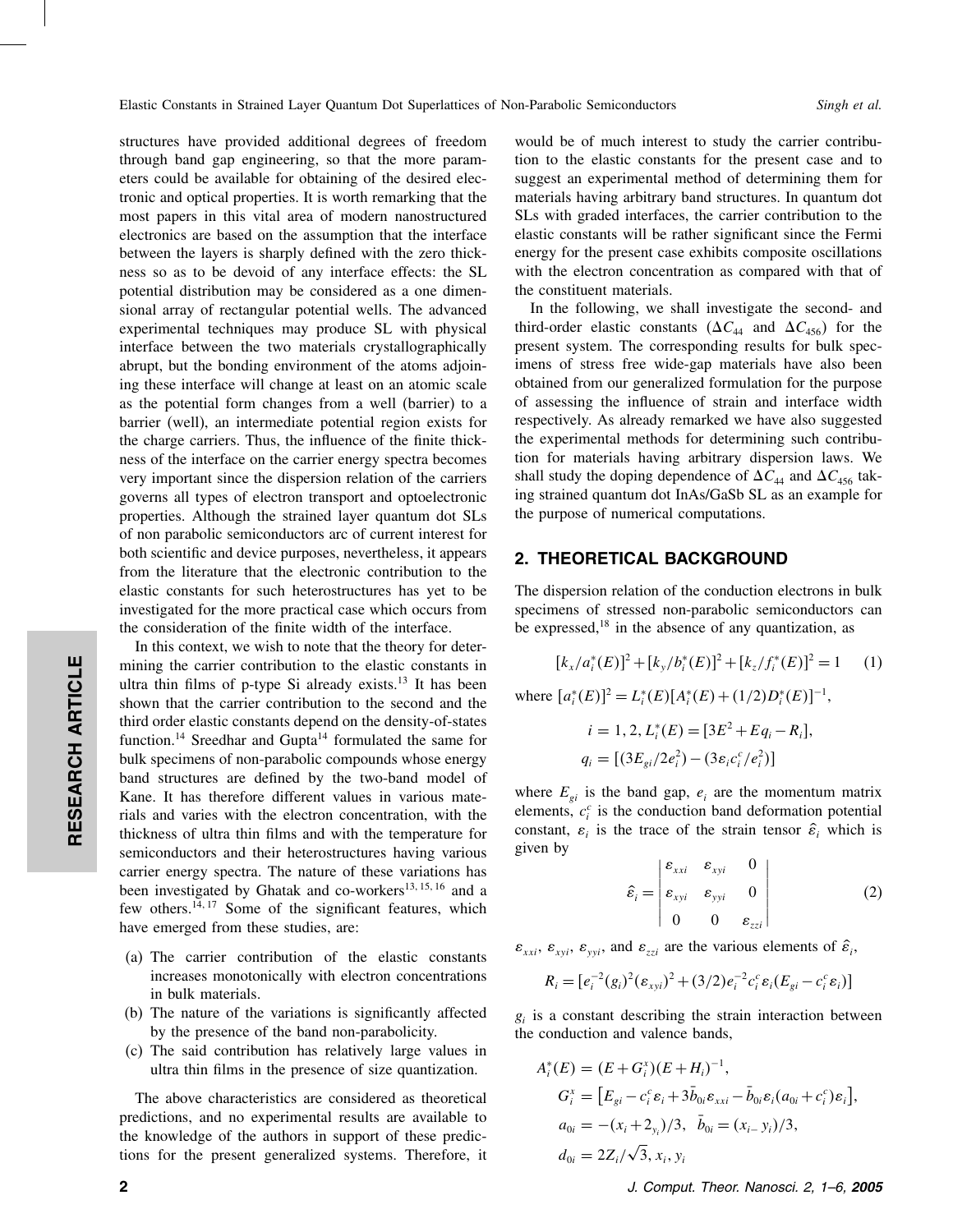structures have provided additional degrees of freedom through band gap engineering, so that the more parameters could be available for obtaining of the desired electronic and optical properties. It is worth remarking that the most papers in this vital area of modern nanostructured electronics are based on the assumption that the interface between the layers is sharply defined with the zero thickness so as to be devoid of any interface effects: the SL potential distribution may be considered as a one dimensional array of rectangular potential wells. The advanced experimental techniques may produce SL with physical interface between the two materials crystallographically abrupt, but the bonding environment of the atoms adjoining these interface will change at least on an atomic scale as the potential form changes from a well (barrier) to a barrier (well), an intermediate potential region exists for the charge carriers. Thus, the influence of the finite thickness of the interface on the carrier energy spectra becomes very important since the dispersion relation of the carriers governs all types of electron transport and optoelectronic properties. Although the strained layer quantum dot SLs of non parabolic semiconductors arc of current interest for both scientific and device purposes, nevertheless, it appears from the literature that the electronic contribution to the elastic constants for such heterostructures has yet to be investigated for the more practical case which occurs from the consideration of the finite width of the interface.

In this context, we wish to note that the theory for determining the carrier contribution to the elastic constants in ultra thin films of p-type Si already exists.[13] It has been shown that the carrier contribution to the second and the third order elastic constants depend on the density-of-states function.[14] Sreedhar and Gupta[14] formulated the same for bulk specimens of non-parabolic compounds whose energy band structures are defined by the two-band model of Kane. It has therefore different values in various materials and varies with the electron concentration, with the thickness of ultra thin films and with the temperature for semiconductors and their heterostructures having various carrier energy spectra. The nature of these variations has been investigated by Ghatak and co-workers[13, 15, 16] and a few others.[14, 17] Some of the significant features, which have emerged from these studies, are:

(a) The carrier contribution of the elastic constants increases monotonically with electron concentrations in bulk materials.
(b) The nature of the variations is significantly affected by the presence of the band non-parabolicity.
(c) The said contribution has relatively large values in ultra thin films in the presence of size quantization.

The above characteristics are considered as theoretical predictions, and no experimental results are available to the knowledge of the authors in support of these predictions for the present generalized systems. Therefore, it would be of much interest to study the carrier contribution to the elastic constants for the present case and to suggest an experimental method of determining them for materials having arbitrary band structures. In quantum dot SLs with graded interfaces, the carrier contribution to the elastic constants will be rather significant since the Fermi energy for the present case exhibits composite oscillations with the electron concentration as compared with that of the constituent materials.

In the following, we shall investigate the second- and third-order elastic constants ($\Delta C_{44}$ and $\Delta C_{456}$) for the present system. The corresponding results for bulk specimens of stress free wide-gap materials have also been obtained from our generalized formulation for the purpose of assessing the influence of strain and interface width respectively. As already remarked we have also suggested the experimental methods for determining such contribution for materials having arbitrary dispersion laws. We shall study the doping dependence of $\Delta C_{44}$ and $\Delta C_{456}$ taking strained quantum dot InAs/GaSb SL as an example for the purpose of numerical computations.

## 2. THEORETICAL BACKGROUND

The dispersion relation of the conduction electrons in bulk specimens of stressed non-parabolic semiconductors can be expressed,[18] in the absence of any quantization, as

$$[k_x/a_i^*(E)]^2 + [k_y/b_i^*(E)]^2 + [k_z/f_i^*(E)]^2 = 1 \qquad (1)$$

where $[a_i^*(E)]^2 = L_i^*(E)[A_i^*(E) + (1/2)D_i^*(E)]^{-1}$,

$$i = 1, 2, L_i^*(E) = [3E^2 + Eq_i - R_i],$$
$$q_i = [(3E_{gi}/2e_i^2) - (3\varepsilon_i c_i^c/e_i^2)]$$

where $E_{gi}$ is the band gap, $e_i$ are the momentum matrix elements, $c_i^c$ is the conduction band deformation potential constant, $\varepsilon_i$ is the trace of the strain tensor $\hat{\varepsilon}_i$ which is given by

$$\hat{\varepsilon}_i = \begin{vmatrix} \varepsilon_{xxi} & \varepsilon_{xyi} & 0 \\ \varepsilon_{xyi} & \varepsilon_{yyi} & 0 \\ 0 & 0 & \varepsilon_{zzi} \end{vmatrix} \qquad (2)$$

$\varepsilon_{xxi}$, $\varepsilon_{xyi}$, $\varepsilon_{yyi}$, and $\varepsilon_{zzi}$ are the various elements of $\hat{\varepsilon}_i$,

$$R_i = [e_i^{-2}(g_i)^2(\varepsilon_{xyi})^2 + (3/2)e_i^{-2}c_i^c\varepsilon_i(E_{gi} - c_i^c\varepsilon_i)]$$

$g_i$ is a constant describing the strain interaction between the conduction and valence bands,

$$A_i^*(E) = (E + G_i^x)(E + H_i)^{-1},$$
$$G_i^x = \left[E_{gi} - c_i^c\varepsilon_i + 3\bar{b}_{0i}\varepsilon_{xxi} - \bar{b}_{0i}\varepsilon_i(a_{0i} + c_i^c)\varepsilon_i\right],$$
$$a_{0i} = -(x_i + 2_{y_i})/3, \quad \bar{b}_{0i} = (x_{i-}y_i)/3,$$
$$d_{0i} = 2Z_i/\sqrt{3}, x_i, y_i$$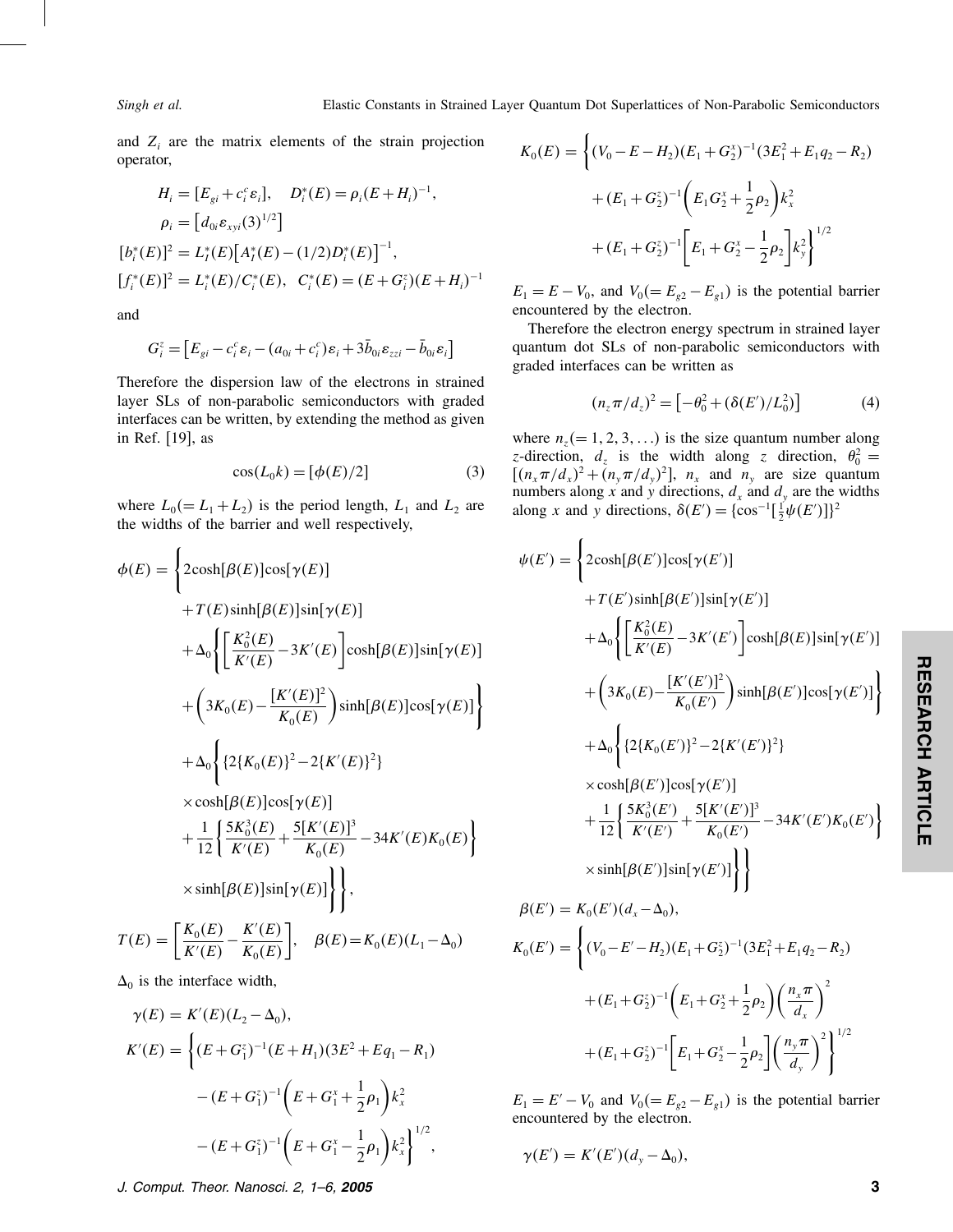and $Z_i$ are the matrix elements of the strain projection operator,

$$H_i = [E_{gi} + c_i^c \varepsilon_i], \quad D_i^*(E) = \rho_i (E + H_i)^{-1},$$

$$\rho_i = \left[d_{0i}\varepsilon_{xyi}(3)^{1/2}\right]$$

$$[b_i^*(E)]^2 = L_I^*(E)\left[A_I^*(E) - (1/2)D_i^*(E)\right]^{-1},$$

$$[f_i^*(E)]^2 = L_i^*(E)/C_i^*(E), \quad C_i^*(E) = (E + G_i^z)(E + H_i)^{-1}$$

and

$$G_i^z = \left[E_{gi} - c_i^c \varepsilon_i - (a_{0i} + c_i^c)\varepsilon_i + 3\bar{b}_{0i}\varepsilon_{zzi} - \bar{b}_{0i}\varepsilon_i\right]$$

Therefore the dispersion law of the electrons in strained layer SLs of non-parabolic semiconductors with graded interfaces can be written, by extending the method as given in Ref. [19], as

$$\cos(L_0 k) = [\phi(E)/2] \tag{3}$$

where $L_0 (= L_1 + L_2)$ is the period length, $L_1$ and $L_2$ are the widths of the barrier and well respectively,

$$\begin{aligned}
\phi(E) = \Bigg\{ & 2\cosh[\beta(E)]\cos[\gamma(E)] \\
& + T(E)\sinh[\beta(E)]\sin[\gamma(E)] \\
& + \Delta_0 \Bigg\{ \left[\frac{K_0^2(E)}{K'(E)} - 3K'(E)\right]\cosh[\beta(E)]\sin[\gamma(E)] \\
& + \left(3K_0(E) - \frac{[K'(E)]^2}{K_0(E)}\right)\sinh[\beta(E)]\cos[\gamma(E)]\Bigg\} \\
& + \Delta_0 \Bigg\{ \{2\{K_0(E)\}^2 - 2\{K'(E)\}^2\} \\
& \times \cosh[\beta(E)]\cos[\gamma(E)] \\
& + \frac{1}{12}\left\{\frac{5K_0^3(E)}{K'(E)} + \frac{5[K'(E)]^3}{K_0(E)} - 34K'(E)K_0(E)\right\} \\
& \times \sinh[\beta(E)]\sin[\gamma(E)]\Bigg\}\Bigg\},
\end{aligned}$$

$$T(E) = \left[\frac{K_0(E)}{K'(E)} - \frac{K'(E)}{K_0(E)}\right], \quad \beta(E) = K_0(E)(L_1 - \Delta_0)$$

$\Delta_0$ is the interface width,

$$\gamma(E) = K'(E)(L_2 - \Delta_0),$$

$$\begin{aligned}
K'(E) = \Bigg\{ & (E + G_1^z)^{-1}(E + H_1)(3E^2 + Eq_1 - R_1) \\
& - (E + G_1^z)^{-1}\left(E + G_1^x + \frac{1}{2}\rho_1\right)k_x^2 \\
& - (E + G_1^z)^{-1}\left(E + G_1^x - \frac{1}{2}\rho_1\right)k_x^2\Bigg\}^{1/2},
\end{aligned}$$

$$\begin{aligned}
K_0(E) = \Bigg\{ & (V_0 - E - H_2)(E_1 + G_2^x)^{-1}(3E_1^2 + E_1 q_2 - R_2) \\
& + (E_1 + G_2^z)^{-1}\left(E_1 G_2^x + \frac{1}{2}\rho_2\right)k_x^2 \\
& + (E_1 + G_2^z)^{-1}\left[E_1 + G_2^x - \frac{1}{2}\rho_2\right]k_y^2\Bigg\}^{1/2}
\end{aligned}$$

$E_1 = E - V_0$, and $V_0 (= E_{g2} - E_{g1})$ is the potential barrier encountered by the electron.

Therefore the electron energy spectrum in strained layer quantum dot SLs of non-parabolic semiconductors with graded interfaces can be written as

$$(n_z \pi/d_z)^2 = \left[-\theta_0^2 + (\delta(E')/L_0^2)\right] \tag{4}$$

where $n_z (= 1, 2, 3, \ldots)$ is the size quantum number along $z$-direction, $d_z$ is the width along $z$ direction, $\theta_0^2 = [(n_x\pi/d_x)^2 + (n_y\pi/d_y)^2]$, $n_x$ and $n_y$ are size quantum numbers along $x$ and $y$ directions, $d_x$ and $d_y$ are the widths along $x$ and $y$ directions, $\delta(E') = \{\cos^{-1}[\frac{1}{2}\psi(E')]\}^2$

$$\begin{aligned}
\psi(E') = \Bigg\{ & 2\cosh[\beta(E')]\cos[\gamma(E')] \\
& + T(E')\sinh[\beta(E')]\sin[\gamma(E')] \\
& + \Delta_0 \Bigg\{ \left[\frac{K_0^2(E)}{K'(E)} - 3K'(E')\right]\cosh[\beta(E)]\sin[\gamma(E')] \\
& + \left(3K_0(E) - \frac{[K'(E')]^2}{K_0(E')}\right)\sinh[\beta(E')]\cos[\gamma(E')]\Bigg\} \\
& + \Delta_0 \Bigg\{ \{2\{K_0(E')\}^2 - 2\{K'(E')\}^2\} \\
& \times \cosh[\beta(E')]\cos[\gamma(E')] \\
& + \frac{1}{12}\left\{\frac{5K_0^3(E')}{K'(E')} + \frac{5[K'(E')]^3}{K_0(E')} - 34K'(E')K_0(E')\right\} \\
& \times \sinh[\beta(E')]\sin[\gamma(E')]\Bigg\}\Bigg\}
\end{aligned}$$

$$\beta(E') = K_0(E')(d_x - \Delta_0),$$

$$\begin{aligned}
K_0(E') = \Bigg\{ & (V_0 - E' - H_2)(E_1 + G_2^z)^{-1}(3E_1^2 + E_1 q_2 - R_2) \\
& + (E_1 + G_2^z)^{-1}\left(E_1 + G_2^x + \frac{1}{2}\rho_2\right)\left(\frac{n_x\pi}{d_x}\right)^2 \\
& + (E_1 + G_2^z)^{-1}\left[E_1 + G_2^x - \frac{1}{2}\rho_2\right]\left(\frac{n_y\pi}{d_y}\right)^2\Bigg\}^{1/2}
\end{aligned}$$

$E_1 = E' - V_0$ and $V_0 (= E_{g2} - E_{g1})$ is the potential barrier encountered by the electron.

$$\gamma(E') = K'(E')(d_y - \Delta_0),$$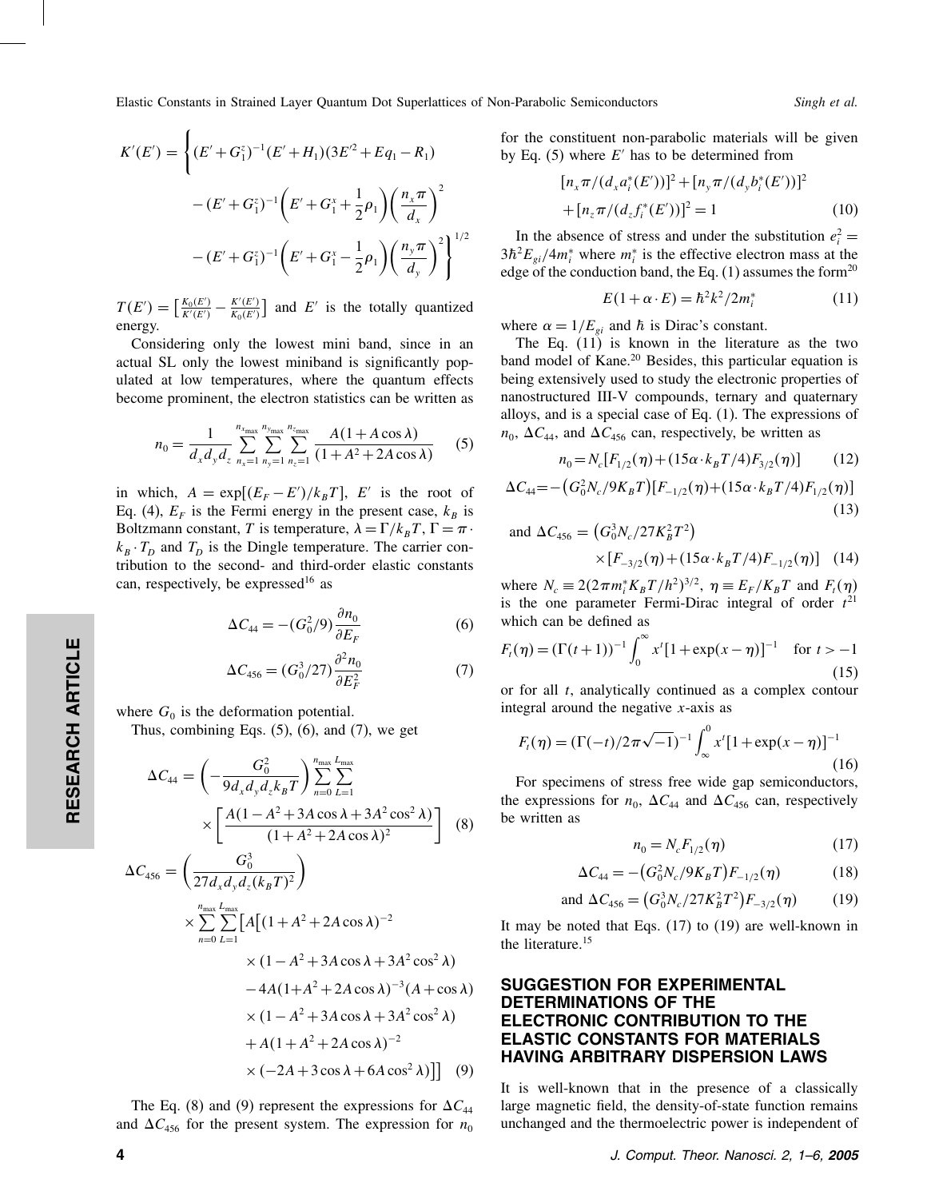$$K'(E') = \left\{ (E' + G_1^z)^{-1}(E' + H_1)(3E'^2 + Eq_1 - R_1) - (E' + G_1^z)^{-1}\left(E' + G_1^x + \frac{1}{2}\rho_1\right)\left(\frac{n_x \pi}{d_x}\right)^2 - (E' + G_1^z)^{-1}\left(E' + G_1^x - \frac{1}{2}\rho_1\right)\left(\frac{n_y \pi}{d_y}\right)^2 \right\}^{1/2}$$

$T(E') = \left[\frac{K_0(E')}{K'(E')} - \frac{K'(E')}{K_0(E')}\right]$ and $E'$ is the totally quantized energy.

Considering only the lowest mini band, since in an actual SL only the lowest miniband is significantly populated at low temperatures, where the quantum effects become prominent, the electron statistics can be written as

$$n_0 = \frac{1}{d_x d_y d_z} \sum_{n_x=1}^{n_{x_{\max}}} \sum_{n_y=1}^{n_{y_{\max}}} \sum_{n_z=1}^{n_{z_{\max}}} \frac{A(1 + A\cos\lambda)}{(1 + A^2 + 2A\cos\lambda)} \tag{5}$$

in which, $A = \exp[(E_F - E')/k_B T]$, $E'$ is the root of Eq. (4), $E_F$ is the Fermi energy in the present case, $k_B$ is Boltzmann constant, $T$ is temperature, $\lambda = \Gamma/k_B T$, $\Gamma = \pi \cdot k_B \cdot T_D$ and $T_D$ is the Dingle temperature. The carrier contribution to the second- and third-order elastic constants can, respectively, be expressed[16] as

$$\Delta C_{44} = -(G_0^2/9)\frac{\partial n_0}{\partial E_F} \tag{6}$$

$$\Delta C_{456} = (G_0^3/27)\frac{\partial^2 n_0}{\partial E_F^2} \tag{7}$$

where $G_0$ is the deformation potential.

Thus, combining Eqs. (5), (6), and (7), we get

$$\Delta C_{44} = \left(-\frac{G_0^2}{9 d_x d_y d_z k_B T}\right) \sum_{n=0}^{n_{\max}} \sum_{L=1}^{L_{\max}} \times \left[\frac{A(1 - A^2 + 3A\cos\lambda + 3A^2\cos^2\lambda)}{(1 + A^2 + 2A\cos\lambda)^2}\right] \tag{8}$$

$$\begin{aligned}\Delta C_{456} = \left(\frac{G_0^3}{27 d_x d_y d_z (k_B T)^2}\right) \times \sum_{n=0}^{n_{\max}} \sum_{L=1}^{L_{\max}} \big[ & A\big[(1 + A^2 + 2A\cos\lambda)^{-2} \\ & \times (1 - A^2 + 3A\cos\lambda + 3A^2\cos^2\lambda) \\ & - 4A(1 + A^2 + 2A\cos\lambda)^{-3}(A + \cos\lambda) \\ & \times (1 - A^2 + 3A\cos\lambda + 3A^2\cos^2\lambda) \\ & + A(1 + A^2 + 2A\cos\lambda)^{-2} \\ & \times (-2A + 3\cos\lambda + 6A\cos^2\lambda)\big]\big] \end{aligned} \tag{9}$$

The Eq. (8) and (9) represent the expressions for $\Delta C_{44}$ and $\Delta C_{456}$ for the present system. The expression for $n_0$ for the constituent non-parabolic materials will be given by Eq. (5) where $E'$ has to be determined from

$$[n_x \pi/(d_x a_i^*(E'))]^2 + [n_y \pi/(d_y b_i^*(E'))]^2 + [n_z \pi/(d_z f_i^*(E'))]^2 = 1 \tag{10}$$

In the absence of stress and under the substitution $e_i^2 = 3\hbar^2 E_{gi}/4m_i^*$ where $m_i^*$ is the effective electron mass at the edge of the conduction band, the Eq. (1) assumes the form[20]

$$E(1 + \alpha \cdot E) = \hbar^2 k^2 / 2m_i^* \tag{11}$$

where $\alpha = 1/E_{gi}$ and $\hbar$ is Dirac's constant.

The Eq. (11) is known in the literature as the two band model of Kane.[20] Besides, this particular equation is being extensively used to study the electronic properties of nanostructured III-V compounds, ternary and quaternary alloys, and is a special case of Eq. (1). The expressions of $n_0$, $\Delta C_{44}$, and $\Delta C_{456}$ can, respectively, be written as

$$n_0 = N_c[F_{1/2}(\eta) + (15\alpha \cdot k_B T/4)F_{3/2}(\eta)] \tag{12}$$

$$\Delta C_{44} = -\left(G_0^2 N_c / 9K_B T\right)[F_{-1/2}(\eta) + (15\alpha \cdot k_B T/4)F_{1/2}(\eta)] \tag{13}$$

$$\text{and } \Delta C_{456} = \left(G_0^3 N_c / 27K_B^2 T^2\right) \times [F_{-3/2}(\eta) + (15\alpha \cdot k_B T/4)F_{-1/2}(\eta)] \tag{14}$$

where $N_c \equiv 2(2\pi m_i^* K_B T/h^2)^{3/2}$, $\eta \equiv E_F/K_B T$ and $F_t(\eta)$ is the one parameter Fermi-Dirac integral of order $t$[21] which can be defined as

$$F_t(\eta) = (\Gamma(t+1))^{-1} \int_0^\infty x^t [1 + \exp(x - \eta)]^{-1} \quad \text{for } t > -1 \tag{15}$$

or for all $t$, analytically continued as a complex contour integral around the negative $x$-axis as

$$F_t(\eta) = (\Gamma(-t)/2\pi\sqrt{-1})^{-1} \int_\infty^0 x^t [1 + \exp(x - \eta)]^{-1} \tag{16}$$

For specimens of stress free wide gap semiconductors, the expressions for $n_0$, $\Delta C_{44}$ and $\Delta C_{456}$ can, respectively be written as

$$n_0 = N_c F_{1/2}(\eta) \tag{17}$$

$$\Delta C_{44} = -\left(G_0^2 N_c / 9K_B T\right) F_{-1/2}(\eta) \tag{18}$$

$$\text{and } \Delta C_{456} = \left(G_0^3 N_c / 27K_B^2 T^2\right) F_{-3/2}(\eta) \tag{19}$$

It may be noted that Eqs. (17) to (19) are well-known in the literature.[15]

## SUGGESTION FOR EXPERIMENTAL DETERMINATIONS OF THE ELECTRONIC CONTRIBUTION TO THE ELASTIC CONSTANTS FOR MATERIALS HAVING ARBITRARY DISPERSION LAWS

It is well-known that in the presence of a classically large magnetic field, the density-of-state function remains unchanged and the thermoelectric power is independent of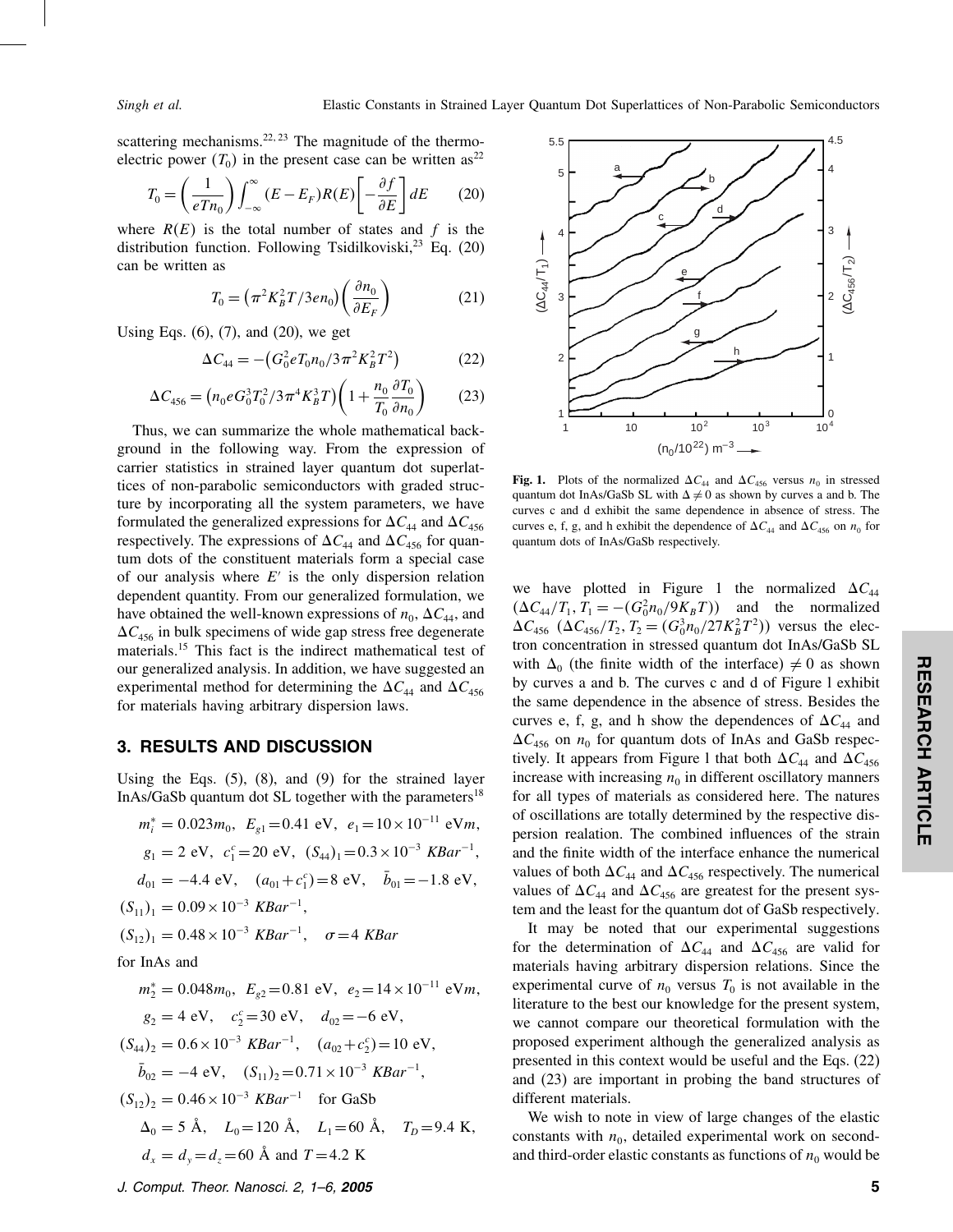scattering mechanisms.[22,23] The magnitude of the thermoelectric power ($T_0$) in the present case can be written as[22]

$$T_0 = \left(\frac{1}{eTn_0}\right)\int_{-\infty}^{\infty}(E-E_F)R(E)\left[-\frac{\partial f}{\partial E}\right]dE \tag{20}$$

where $R(E)$ is the total number of states and $f$ is the distribution function. Following Tsidilkoviski,[23] Eq. (20) can be written as

$$T_0 = \left(\pi^2 K_B^2 T/3en_0\right)\left(\frac{\partial n_0}{\partial E_F}\right) \tag{21}$$

Using Eqs. (6), (7), and (20), we get

$$\Delta C_{44} = -\left(G_0^2 e T_0 n_0/3\pi^2 K_B^2 T^2\right) \tag{22}$$

$$\Delta C_{456} = \left(n_0 e G_0^3 T_0^2/3\pi^4 K_B^3 T\right)\left(1+\frac{n_0}{T_0}\frac{\partial T_0}{\partial n_0}\right) \tag{23}$$

Thus, we can summarize the whole mathematical background in the following way. From the expression of carrier statistics in strained layer quantum dot superlattices of non-parabolic semiconductors with graded structure by incorporating all the system parameters, we have formulated the generalized expressions for $\Delta C_{44}$ and $\Delta C_{456}$ respectively. The expressions of $\Delta C_{44}$ and $\Delta C_{456}$ for quantum dots of the constituent materials form a special case of our analysis where $E'$ is the only dispersion relation dependent quantity. From our generalized formulation, we have obtained the well-known expressions of $n_0$, $\Delta C_{44}$, and $\Delta C_{456}$ in bulk specimens of wide gap stress free degenerate materials.[15] This fact is the indirect mathematical test of our generalized analysis. In addition, we have suggested an experimental method for determining the $\Delta C_{44}$ and $\Delta C_{456}$ for materials having arbitrary dispersion laws.

## 3. RESULTS AND DISCUSSION

Using the Eqs. (5), (8), and (9) for the strained layer InAs/GaSb quantum dot SL together with the parameters[18]

$m_i^* = 0.023m_0$, $E_{g1} = 0.41$ eV, $e_1 = 10\times10^{-11}$ eV$m$, $g_1 = 2$ eV, $c_1^c = 20$ eV, $(S_{44})_1 = 0.3\times10^{-3}$ $KBar^{-1}$, $d_{01} = -4.4$ eV, $(a_{01}+c_1^c) = 8$ eV, $\bar{b}_{01} = -1.8$ eV, $(S_{11})_1 = 0.09\times10^{-3}$ $KBar^{-1}$, $(S_{12})_1 = 0.48\times10^{-3}$ $KBar^{-1}$, $\sigma = 4$ $KBar$

for InAs and

$m_2^* = 0.048m_0$, $E_{g2} = 0.81$ eV, $e_2 = 14\times10^{-11}$ eV$m$, $g_2 = 4$ eV, $c_2^c = 30$ eV, $d_{02} = -6$ eV, $(S_{44})_2 = 0.6\times10^{-3}$ $KBar^{-1}$, $(a_{02}+c_2^c) = 10$ eV, $\bar{b}_{02} = -4$ eV, $(S_{11})_2 = 0.71\times10^{-3}$ $KBar^{-1}$, $(S_{12})_2 = 0.46\times10^{-3}$ $KBar^{-1}$ for GaSb

$\Delta_0 = 5$ Å, $L_0 = 120$ Å, $L_1 = 60$ Å, $T_D = 9.4$ K, $d_x = d_y = d_z = 60$ Å and $T = 4.2$ K

**Fig. 1.** Plots of the normalized $\Delta C_{44}$ and $\Delta C_{456}$ versus $n_0$ in stressed quantum dot InAs/GaSb SL with $\Delta \neq 0$ as shown by curves a and b. The curves c and d exhibit the same dependence in absence of stress. The curves e, f, g, and h exhibit the dependence of $\Delta C_{44}$ and $\Delta C_{456}$ on $n_0$ for quantum dots of InAs/GaSb respectively.

we have plotted in Figure 1 the normalized $\Delta C_{44}$ $(\Delta C_{44}/T_1, T_1 = -(G_0^2 n_0/9K_B T))$ and the normalized $\Delta C_{456}$ $(\Delta C_{456}/T_2, T_2 = (G_0^3 n_0/27K_B^2 T^2))$ versus the electron concentration in stressed quantum dot InAs/GaSb SL with $\Delta_0$ (the finite width of the interface) $\neq 0$ as shown by curves a and b. The curves c and d of Figure 1 exhibit the same dependence in the absence of stress. Besides the curves e, f, g, and h show the dependences of $\Delta C_{44}$ and $\Delta C_{456}$ on $n_0$ for quantum dots of InAs and GaSb respectively. It appears from Figure 1 that both $\Delta C_{44}$ and $\Delta C_{456}$ increase with increasing $n_0$ in different oscillatory manners for all types of materials as considered here. The natures of oscillations are totally determined by the respective dispersion realation. The combined influences of the strain and the finite width of the interface enhance the numerical values of both $\Delta C_{44}$ and $\Delta C_{456}$ respectively. The numerical values of $\Delta C_{44}$ and $\Delta C_{456}$ are greatest for the present system and the least for the quantum dot of GaSb respectively.

It may be noted that our experimental suggestions for the determination of $\Delta C_{44}$ and $\Delta C_{456}$ are valid for materials having arbitrary dispersion relations. Since the experimental curve of $n_0$ versus $T_0$ is not available in the literature to the best our knowledge for the present system, we cannot compare our theoretical formulation with the proposed experiment although the generalized analysis as presented in this context would be useful and the Eqs. (22) and (23) are important in probing the band structures of different materials.

We wish to note in view of large changes of the elastic constants with $n_0$, detailed experimental work on second- and third-order elastic constants as functions of $n_0$ would be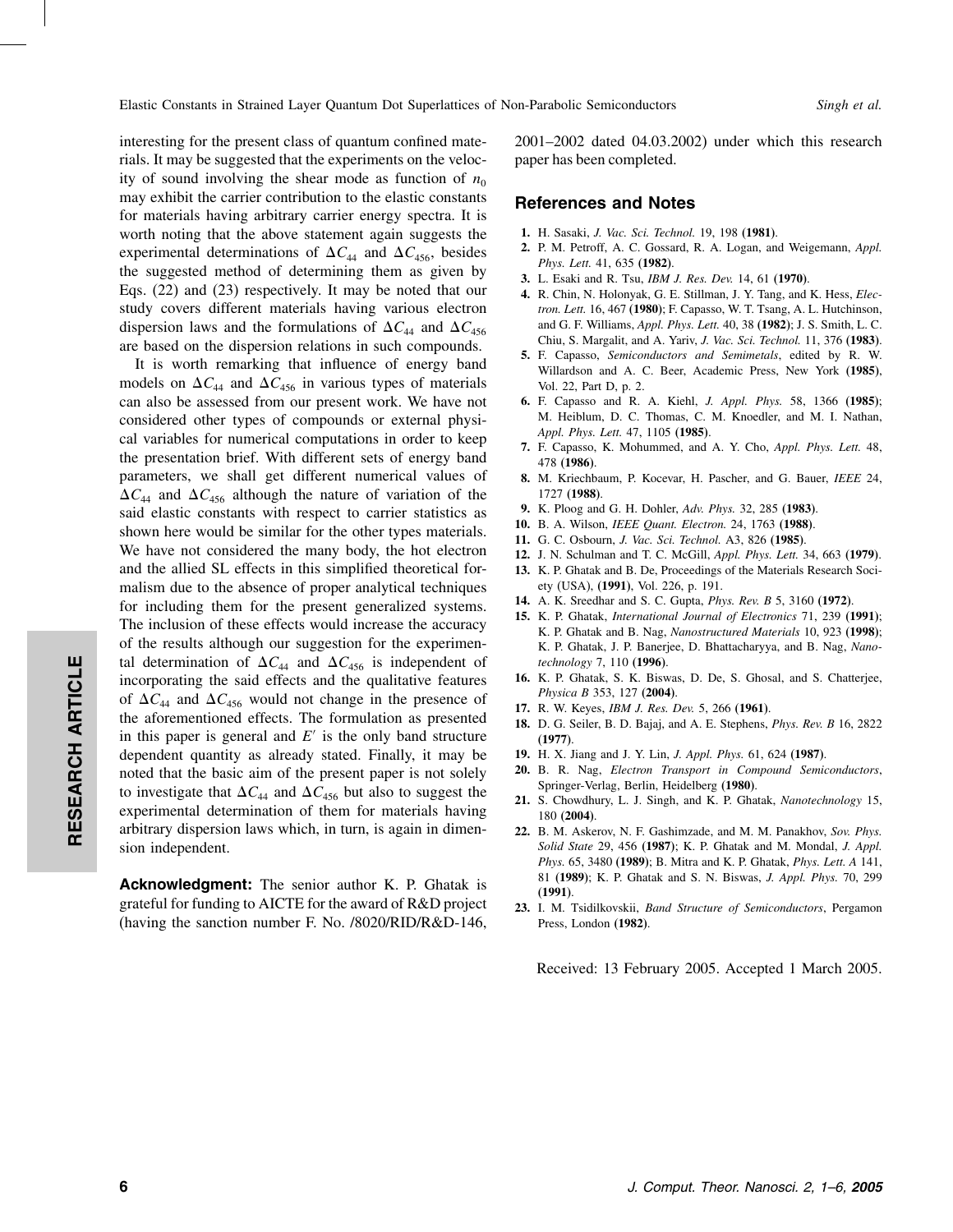interesting for the present class of quantum confined materials. It may be suggested that the experiments on the velocity of sound involving the shear mode as function of $n_0$ may exhibit the carrier contribution to the elastic constants for materials having arbitrary carrier energy spectra. It is worth noting that the above statement again suggests the experimental determinations of $\Delta C_{44}$ and $\Delta C_{456}$, besides the suggested method of determining them as given by Eqs. (22) and (23) respectively. It may be noted that our study covers different materials having various electron dispersion laws and the formulations of $\Delta C_{44}$ and $\Delta C_{456}$ are based on the dispersion relations in such compounds.

It is worth remarking that influence of energy band models on $\Delta C_{44}$ and $\Delta C_{456}$ in various types of materials can also be assessed from our present work. We have not considered other types of compounds or external physical variables for numerical computations in order to keep the presentation brief. With different sets of energy band parameters, we shall get different numerical values of $\Delta C_{44}$ and $\Delta C_{456}$ although the nature of variation of the said elastic constants with respect to carrier statistics as shown here would be similar for the other types materials. We have not considered the many body, the hot electron and the allied SL effects in this simplified theoretical formalism due to the absence of proper analytical techniques for including them for the present generalized systems. The inclusion of these effects would increase the accuracy of the results although our suggestion for the experimental determination of $\Delta C_{44}$ and $\Delta C_{456}$ is independent of incorporating the said effects and the qualitative features of $\Delta C_{44}$ and $\Delta C_{456}$ would not change in the presence of the aforementioned effects. The formulation as presented in this paper is general and $E'$ is the only band structure dependent quantity as already stated. Finally, it may be noted that the basic aim of the present paper is not solely to investigate that $\Delta C_{44}$ and $\Delta C_{456}$ but also to suggest the experimental determination of them for materials having arbitrary dispersion laws which, in turn, is again in dimension independent.

**Acknowledgment:** The senior author K. P. Ghatak is grateful for funding to AICTE for the award of R&D project (having the sanction number F. No. /8020/RID/R&D-146, 2001–2002 dated 04.03.2002) under which this research paper has been completed.

## References and Notes

1. H. Sasaki, *J. Vac. Sci. Technol.* 19, 198 **(1981)**.
2. P. M. Petroff, A. C. Gossard, R. A. Logan, and Weigemann, *Appl. Phys. Lett.* 41, 635 **(1982)**.
3. L. Esaki and R. Tsu, *IBM J. Res. Dev.* 14, 61 **(1970)**.
4. R. Chin, N. Holonyak, G. E. Stillman, J. Y. Tang, and K. Hess, *Electron. Lett.* 16, 467 **(1980)**; F. Capasso, W. T. Tsang, A. L. Hutchinson, and G. F. Williams, *Appl. Phys. Lett.* 40, 38 **(1982)**; J. S. Smith, L. C. Chiu, S. Margalit, and A. Yariv, *J. Vac. Sci. Technol.* 11, 376 **(1983)**.
5. F. Capasso, *Semiconductors and Semimetals*, edited by R. W. Willardson and A. C. Beer, Academic Press, New York **(1985)**, Vol. 22, Part D, p. 2.
6. F. Capasso and R. A. Kiehl, *J. Appl. Phys.* 58, 1366 **(1985)**; M. Heiblum, D. C. Thomas, C. M. Knoedler, and M. I. Nathan, *Appl. Phys. Lett.* 47, 1105 **(1985)**.
7. F. Capasso, K. Mohummed, and A. Y. Cho, *Appl. Phys. Lett.* 48, 478 **(1986)**.
8. M. Kriechbaum, P. Kocevar, H. Pascher, and G. Bauer, *IEEE* 24, 1727 **(1988)**.
9. K. Ploog and G. H. Dohler, *Adv. Phys.* 32, 285 **(1983)**.
10. B. A. Wilson, *IEEE Quant. Electron.* 24, 1763 **(1988)**.
11. G. C. Osbourn, *J. Vac. Sci. Technol.* A3, 826 **(1985)**.
12. J. N. Schulman and T. C. McGill, *Appl. Phys. Lett.* 34, 663 **(1979)**.
13. K. P. Ghatak and B. De, Proceedings of the Materials Research Society (USA), **(1991)**, Vol. 226, p. 191.
14. A. K. Sreedhar and S. C. Gupta, *Phys. Rev. B* 5, 3160 **(1972)**.
15. K. P. Ghatak, *International Journal of Electronics* 71, 239 **(1991)**; K. P. Ghatak and B. Nag, *Nanostructured Materials* 10, 923 **(1998)**; K. P. Ghatak, J. P. Banerjee, D. Bhattacharyya, and B. Nag, *Nanotechnology* 7, 110 **(1996)**.
16. K. P. Ghatak, S. K. Biswas, D. De, S. Ghosal, and S. Chatterjee, *Physica B* 353, 127 **(2004)**.
17. R. W. Keyes, *IBM J. Res. Dev.* 5, 266 **(1961)**.
18. D. G. Seiler, B. D. Bajaj, and A. E. Stephens, *Phys. Rev. B* 16, 2822 **(1977)**.
19. H. X. Jiang and J. Y. Lin, *J. Appl. Phys.* 61, 624 **(1987)**.
20. B. R. Nag, *Electron Transport in Compound Semiconductors*, Springer-Verlag, Berlin, Heidelberg **(1980)**.
21. S. Chowdhury, L. J. Singh, and K. P. Ghatak, *Nanotechnology* 15, 180 **(2004)**.
22. B. M. Askerov, N. F. Gashimzade, and M. M. Panakhov, *Sov. Phys. Solid State* 29, 456 **(1987)**; K. P. Ghatak and M. Mondal, *J. Appl. Phys.* 65, 3480 **(1989)**; B. Mitra and K. P. Ghatak, *Phys. Lett. A* 141, 81 **(1989)**; K. P. Ghatak and S. N. Biswas, *J. Appl. Phys.* 70, 299 **(1991)**.
23. I. M. Tsidilkovskii, *Band Structure of Semiconductors*, Pergamon Press, London **(1982)**.

Received: 13 February 2005. Accepted 1 March 2005.